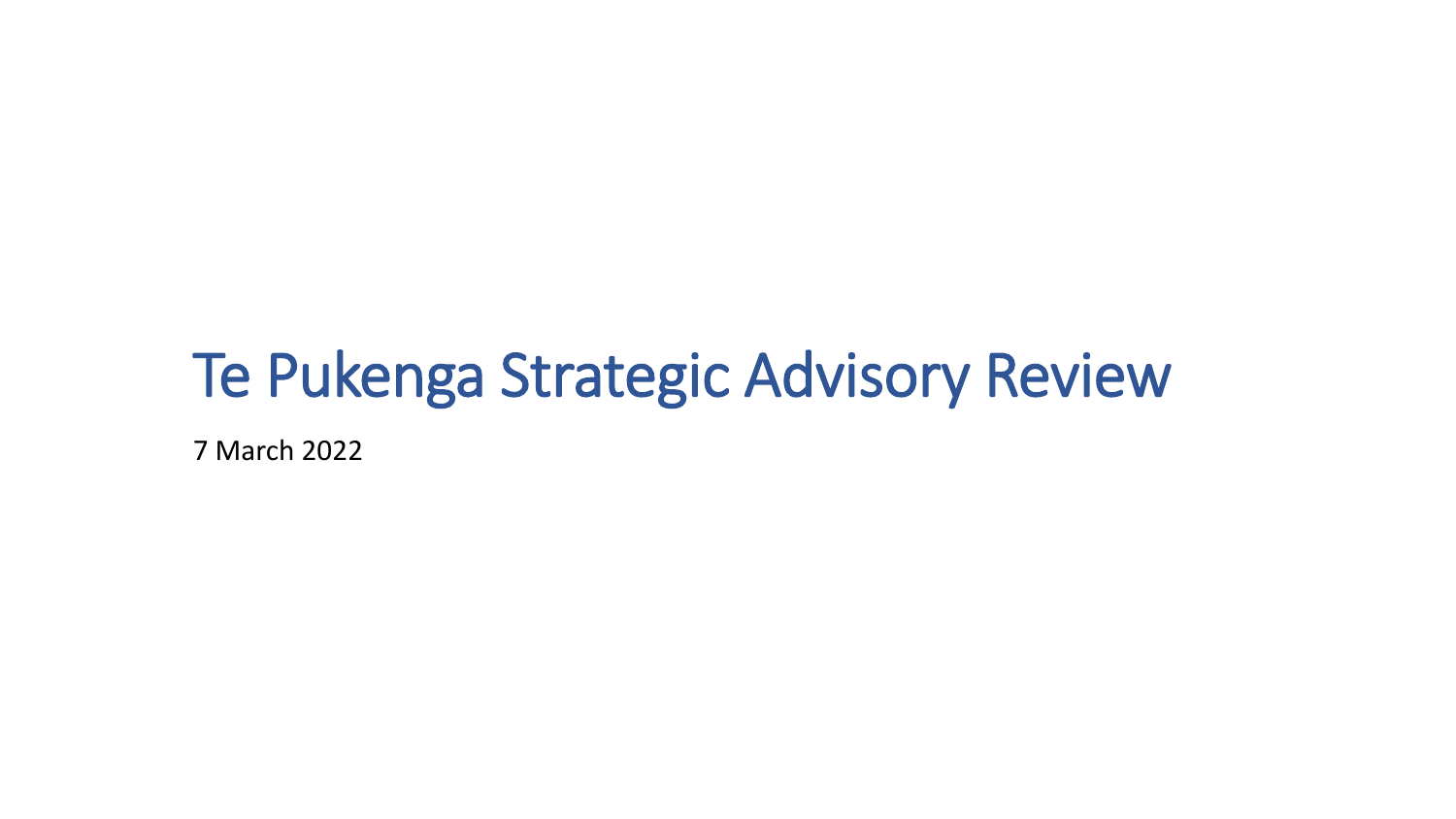# Te Pukenga Strategic Advisory Review

7 March 2022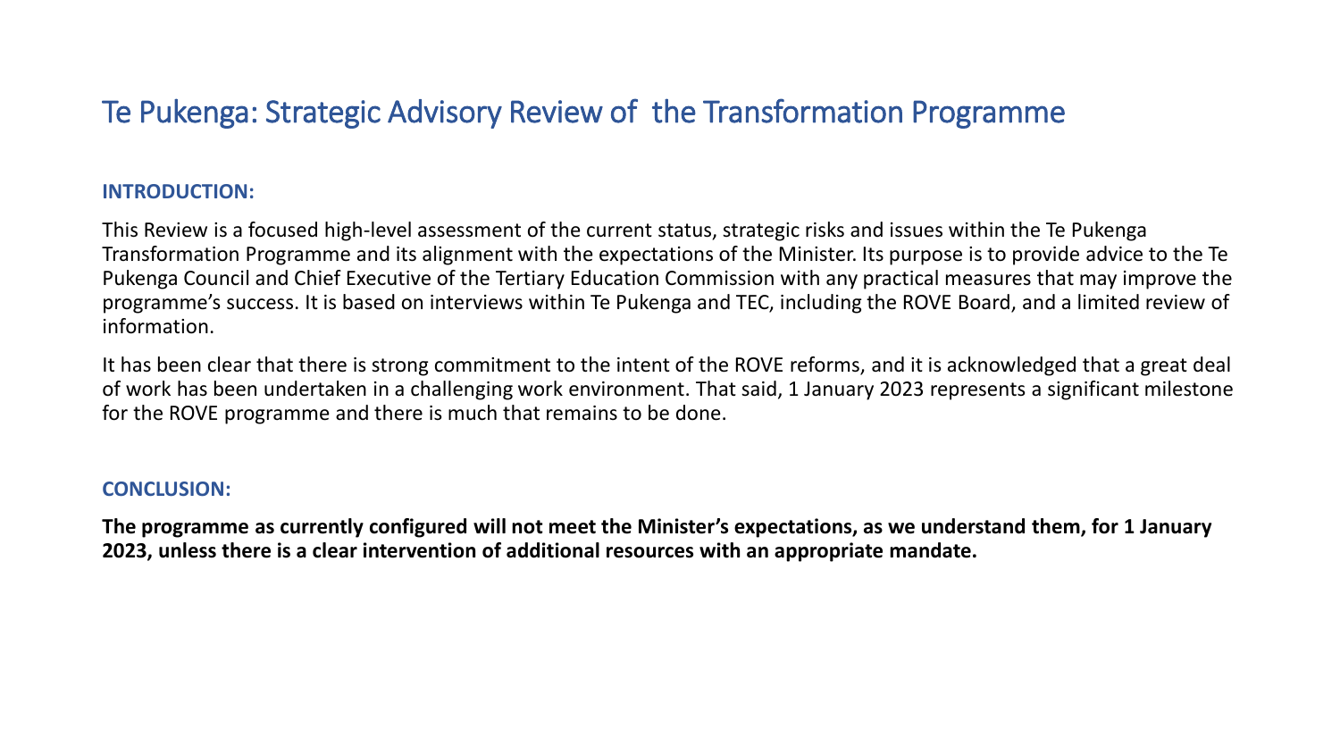# Te Pukenga: Strategic Advisory Review of  the Transformation Programme

## INTRODUCTION:

This Review is a focused high-level assessment of the current status, strategic risks and issues within the Te Pukenga Transformation Programme and its alignment with the expectations of the Minister. Its purpose is to provide advice to the Te Pukenga Council and Chief Executive of the Tertiary Education Commission with any practical measures that may improve the programme's success. It is based on interviews within Te Pukenga and TEC, including the ROVE Board, and a limited review of information.

It has been clear that there is strong commitment to the intent of the ROVE reforms, and it is acknowledged that a great deal of work has been undertaken in a challenging work environment. That said, 1 January 2023 represents a significant milestone for the ROVE programme and there is much that remains to be done.

## CONCLUSION:

**The programme as currently configured will not meet the Minister's expectations, as we understand them, for 1 January 2023, unless there is a clear intervention of additional resources with an appropriate mandate.**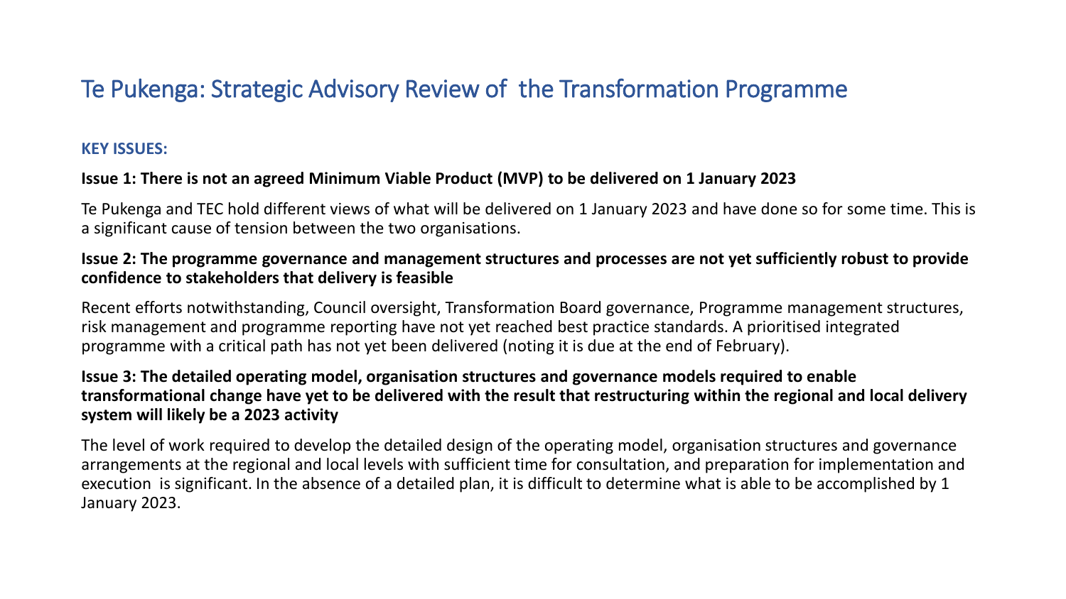# Te Pukenga: Strategic Advisory Review of the Transformation Programme

**KEY ISSUES:**

**Issue 1: There is not an agreed Minimum Viable Product (MVP) to be delivered on 1 January 2023**

Te Pukenga and TEC hold different views of what will be delivered on 1 January 2023 and have done so for some time. This is a significant cause of tension between the two organisations.

**Issue 2: The programme governance and management structures and processes are not yet sufficiently robust to provide confidence to stakeholders that delivery is feasible**

Recent efforts notwithstanding, Council oversight, Transformation Board governance, Programme management structures, risk management and programme reporting have not yet reached best practice standards. A prioritised integrated programme with a critical path has not yet been delivered (noting it is due at the end of February).

**Issue 3: The detailed operating model, organisation structures and governance models required to enable transformational change have yet to be delivered with the result that restructuring within the regional and local delivery system will likely be a 2023 activity**

The level of work required to develop the detailed design of the operating model, organisation structures and governance arrangements at the regional and local levels with sufficient time for consultation, and preparation for implementation and execution is significant. In the absence of a detailed plan, it is difficult to determine what is able to be accomplished by 1 January 2023.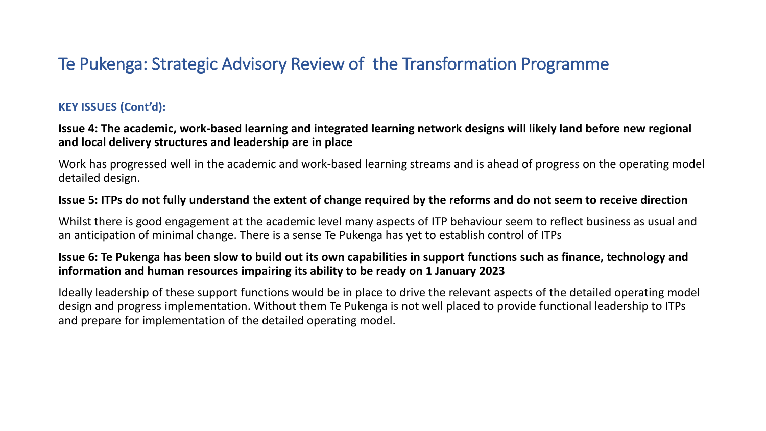# Te Pukenga: Strategic Advisory Review of the Transformation Programme

### KEY ISSUES (Cont'd):

**Issue 4: The academic, work-based learning and integrated learning network designs will likely land before new regional and local delivery structures and leadership are in place**

Work has progressed well in the academic and work-based learning streams and is ahead of progress on the operating model detailed design.

**Issue 5: ITPs do not fully understand the extent of change required by the reforms and do not seem to receive direction**

Whilst there is good engagement at the academic level many aspects of ITP behaviour seem to reflect business as usual and an anticipation of minimal change. There is a sense Te Pukenga has yet to establish control of ITPs

**Issue 6: Te Pukenga has been slow to build out its own capabilities in support functions such as finance, technology and information and human resources impairing its ability to be ready on 1 January 2023**

Ideally leadership of these support functions would be in place to drive the relevant aspects of the detailed operating model design and progress implementation. Without them Te Pukenga is not well placed to provide functional leadership to ITPs and prepare for implementation of the detailed operating model.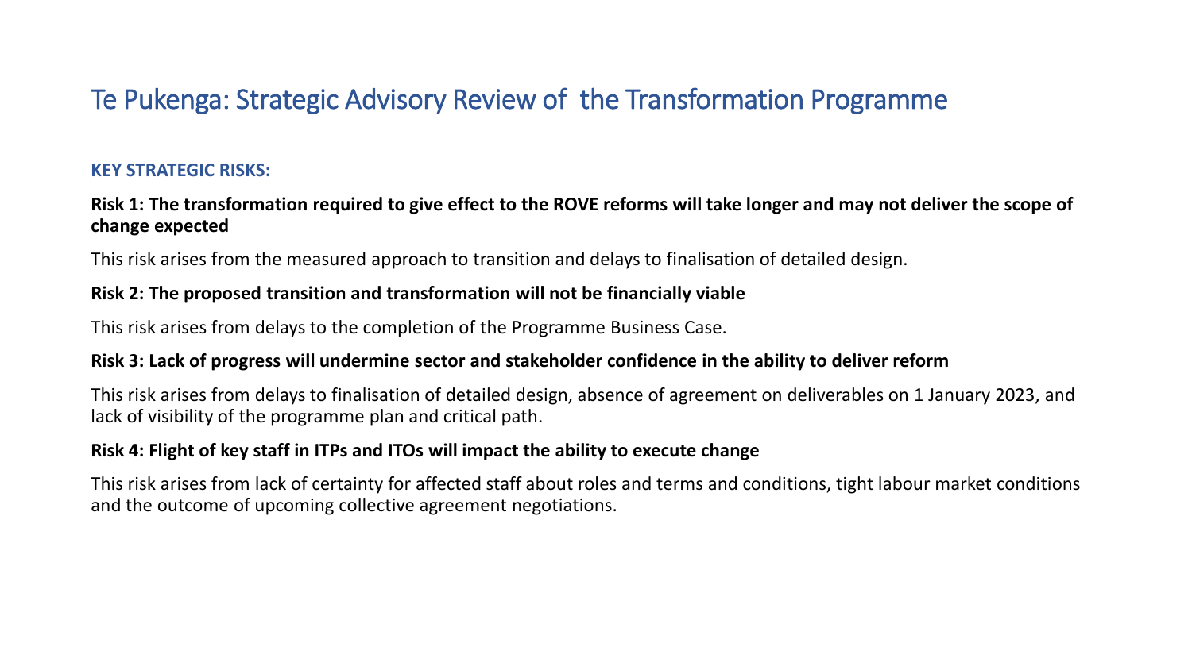# Te Pukenga: Strategic Advisory Review of the Transformation Programme

## KEY STRATEGIC RISKS:

**Risk 1: The transformation required to give effect to the ROVE reforms will take longer and may not deliver the scope of change expected**

This risk arises from the measured approach to transition and delays to finalisation of detailed design.

**Risk 2: The proposed transition and transformation will not be financially viable**

This risk arises from delays to the completion of the Programme Business Case.

**Risk 3: Lack of progress will undermine sector and stakeholder confidence in the ability to deliver reform**

This risk arises from delays to finalisation of detailed design, absence of agreement on deliverables on 1 January 2023, and lack of visibility of the programme plan and critical path.

**Risk 4: Flight of key staff in ITPs and ITOs will impact the ability to execute change**

This risk arises from lack of certainty for affected staff about roles and terms and conditions, tight labour market conditions and the outcome of upcoming collective agreement negotiations.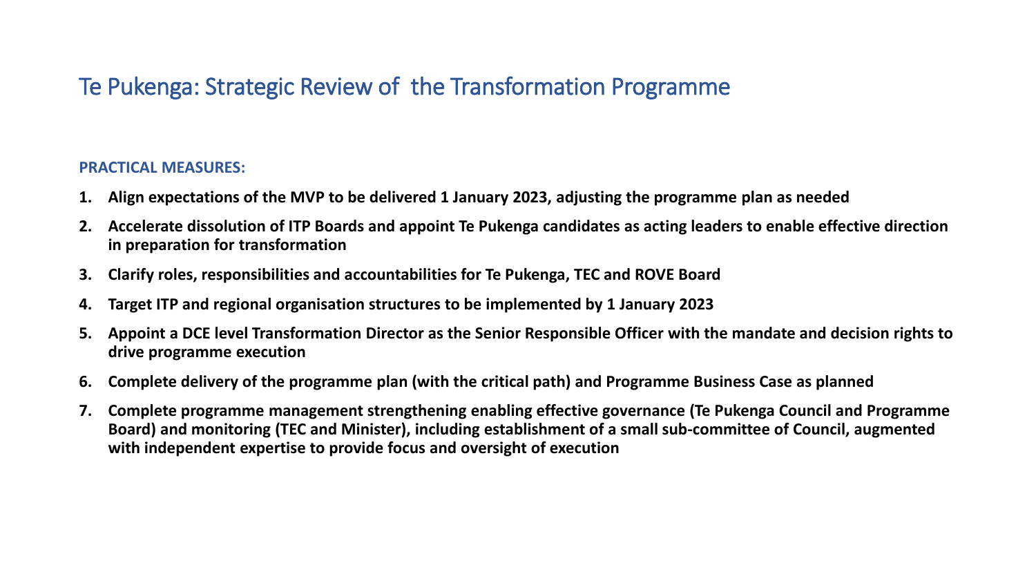# Te Pukenga: Strategic Review of the Transformation Programme

**PRACTICAL MEASURES:**

1. **Align expectations of the MVP to be delivered 1 January 2023, adjusting the programme plan as needed**
2. **Accelerate dissolution of ITP Boards and appoint Te Pukenga candidates as acting leaders to enable effective direction in preparation for transformation**
3. **Clarify roles, responsibilities and accountabilities for Te Pukenga, TEC and ROVE Board**
4. **Target ITP and regional organisation structures to be implemented by 1 January 2023**
5. **Appoint a DCE level Transformation Director as the Senior Responsible Officer with the mandate and decision rights to drive programme execution**
6. **Complete delivery of the programme plan (with the critical path) and Programme Business Case as planned**
7. **Complete programme management strengthening enabling effective governance (Te Pukenga Council and Programme Board) and monitoring (TEC and Minister), including establishment of a small sub-committee of Council, augmented with independent expertise to provide focus and oversight of execution**